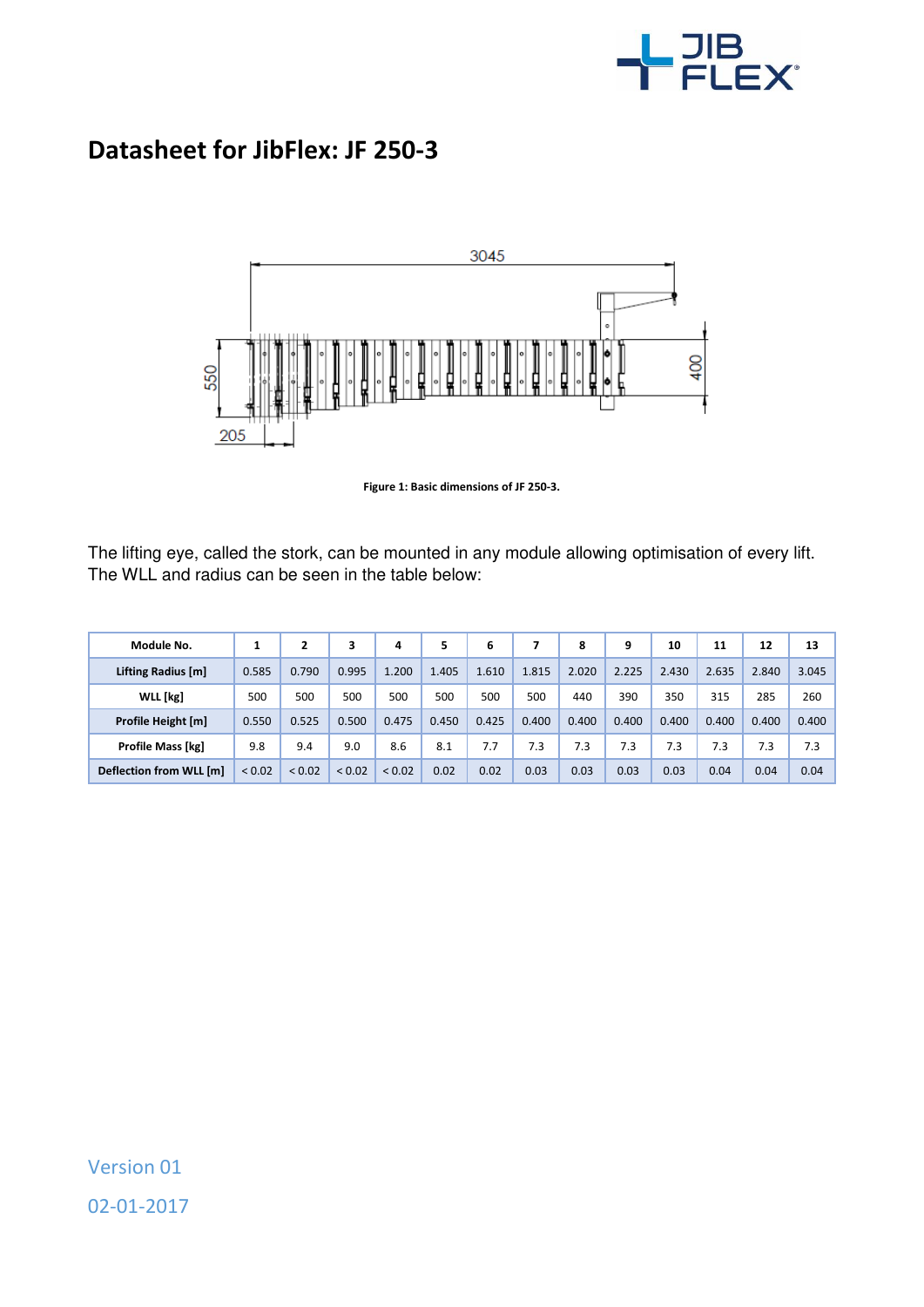# Datasheet for JibFlex: JF 250-3

Figure 1: Basic dimensions of JF 250-3.

The lifting eye, called the stork, can be mounted in any module allowing optimisation of every lift. The WLL and radius can be seen in the table below:

| Module No. | 1 | 2 | 3 | 4 | 5 | 6 | 7 | 8 | 9 | 10 | 11 | 12 | 13 |
|---|---|---|---|---|---|---|---|---|---|---|---|---|---|
| Lifting Radius [m] | 0.585 | 0.790 | 0.995 | 1.200 | 1.405 | 1.610 | 1.815 | 2.020 | 2.225 | 2.430 | 2.635 | 2.840 | 3.045 |
| WLL [kg] | 500 | 500 | 500 | 500 | 500 | 500 | 500 | 440 | 390 | 350 | 315 | 285 | 260 |
| Profile Height [m] | 0.550 | 0.525 | 0.500 | 0.475 | 0.450 | 0.425 | 0.400 | 0.400 | 0.400 | 0.400 | 0.400 | 0.400 | 0.400 |
| Profile Mass [kg] | 9.8 | 9.4 | 9.0 | 8.6 | 8.1 | 7.7 | 7.3 | 7.3 | 7.3 | 7.3 | 7.3 | 7.3 | 7.3 |
| Deflection from WLL [m] | < 0.02 | < 0.02 | < 0.02 | < 0.02 | 0.02 | 0.02 | 0.03 | 0.03 | 0.03 | 0.03 | 0.04 | 0.04 | 0.04 |

Version 01

02-01-2017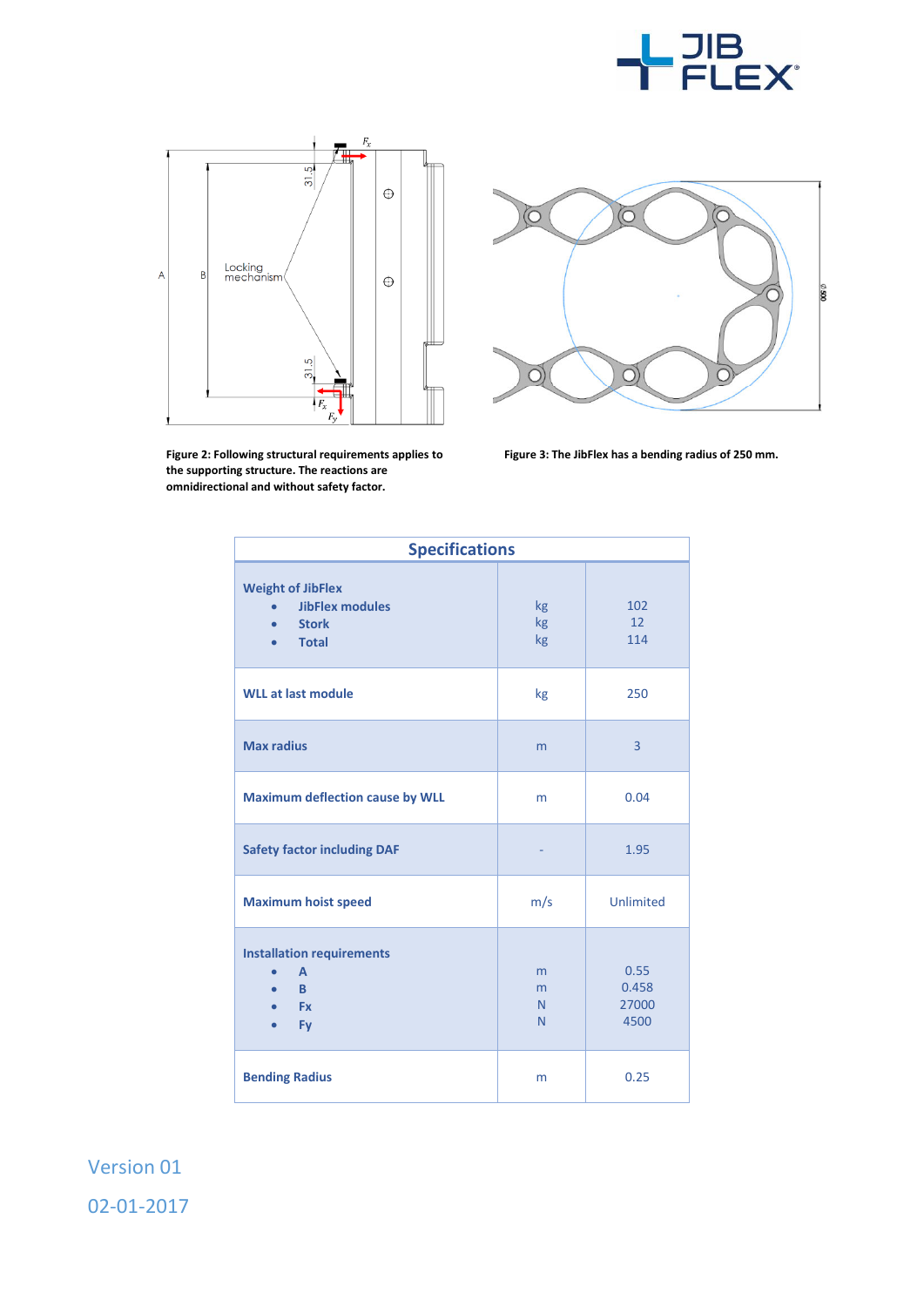Figure 2: Following structural requirements applies to the supporting structure. The reactions are omnidirectional and without safety factor.

Figure 3: The JibFlex has a bending radius of 250 mm.

| Specifications | | |
|---|---|---|
| **Weight of JibFlex**<br>• JibFlex modules<br>• Stork<br>• Total | <br>kg<br>kg<br>kg | <br>102<br>12<br>114 |
| **WLL at last module** | kg | 250 |
| **Max radius** | m | 3 |
| **Maximum deflection cause by WLL** | m | 0.04 |
| **Safety factor including DAF** | - | 1.95 |
| **Maximum hoist speed** | m/s | Unlimited |
| **Installation requirements**<br>• A<br>• B<br>• Fx<br>• Fy | <br>m<br>m<br>N<br>N | <br>0.55<br>0.458<br>27000<br>4500 |
| **Bending Radius** | m | 0.25 |

Version 01

02-01-2017